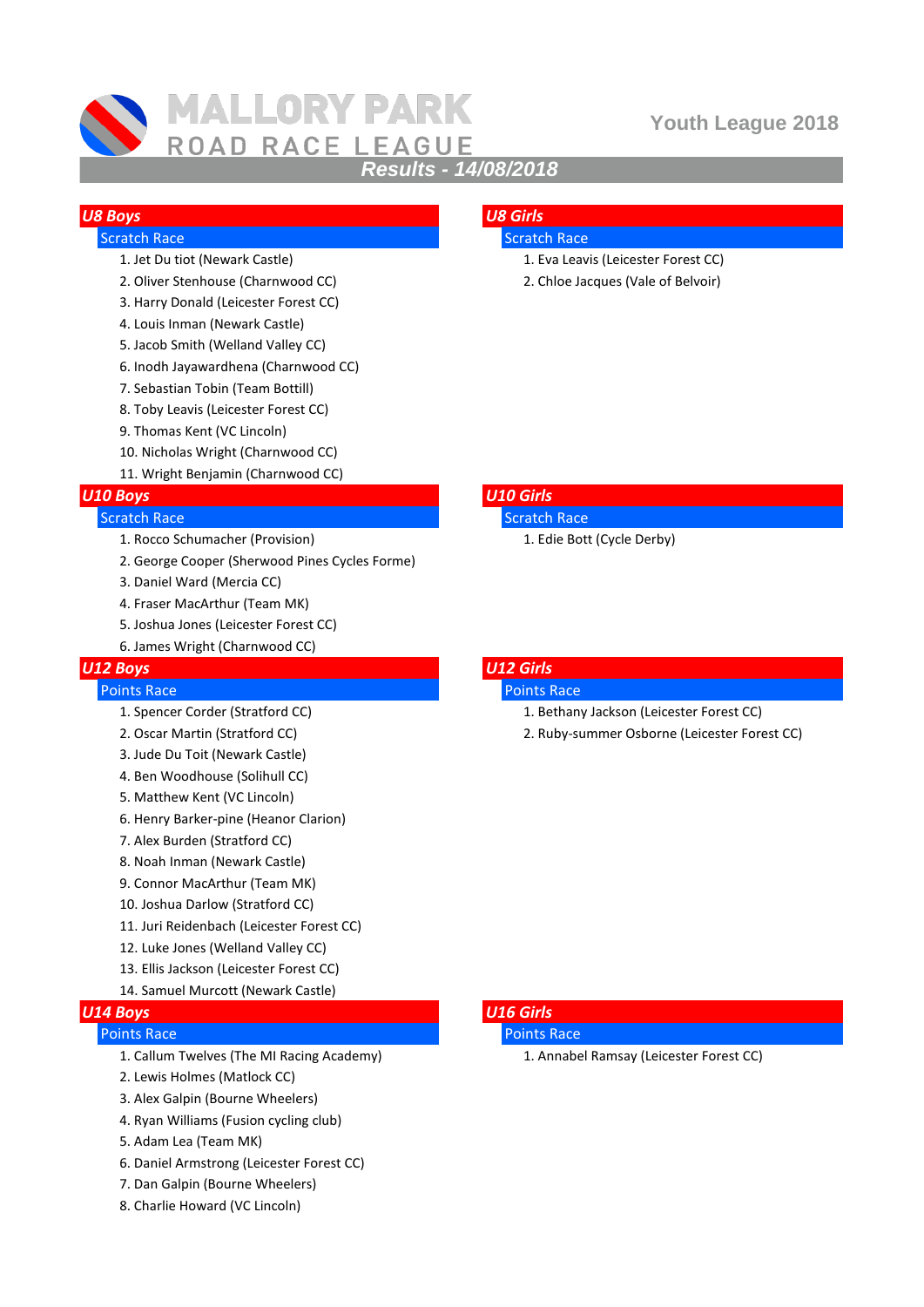# MALLORY PARK

## ROAD RACE LEAGUE

Youth League 2018

## *Results - 14/08/2018*

### *U8 Boys*

Scratch Race

1. Jet Du tiot (Newark Castle)
2. Oliver Stenhouse (Charnwood CC)
3. Harry Donald (Leicester Forest CC)
4. Louis Inman (Newark Castle)
5. Jacob Smith (Welland Valley CC)
6. Inodh Jayawardhena (Charnwood CC)
7. Sebastian Tobin (Team Bottill)
8. Toby Leavis (Leicester Forest CC)
9. Thomas Kent (VC Lincoln)
10. Nicholas Wright (Charnwood CC)
11. Wright Benjamin (Charnwood CC)

### *U8 Girls*

Scratch Race

1. Eva Leavis (Leicester Forest CC)
2. Chloe Jacques (Vale of Belvoir)

### *U10 Boys*

Scratch Race

1. Rocco Schumacher (Provision)
2. George Cooper (Sherwood Pines Cycles Forme)
3. Daniel Ward (Mercia CC)
4. Fraser MacArthur (Team MK)
5. Joshua Jones (Leicester Forest CC)
6. James Wright (Charnwood CC)

### *U10 Girls*

Scratch Race

1. Edie Bott (Cycle Derby)

### *U12 Boys*

Points Race

1. Spencer Corder (Stratford CC)
2. Oscar Martin (Stratford CC)
3. Jude Du Toit (Newark Castle)
4. Ben Woodhouse (Solihull CC)
5. Matthew Kent (VC Lincoln)
6. Henry Barker-pine (Heanor Clarion)
7. Alex Burden (Stratford CC)
8. Noah Inman (Newark Castle)
9. Connor MacArthur (Team MK)
10. Joshua Darlow (Stratford CC)
11. Juri Reidenbach (Leicester Forest CC)
12. Luke Jones (Welland Valley CC)
13. Ellis Jackson (Leicester Forest CC)
14. Samuel Murcott (Newark Castle)

### *U12 Girls*

Points Race

1. Bethany Jackson (Leicester Forest CC)
2. Ruby-summer Osborne (Leicester Forest CC)

### *U14 Boys*

Points Race

1. Callum Twelves (The MI Racing Academy)
2. Lewis Holmes (Matlock CC)
3. Alex Galpin (Bourne Wheelers)
4. Ryan Williams (Fusion cycling club)
5. Adam Lea (Team MK)
6. Daniel Armstrong (Leicester Forest CC)
7. Dan Galpin (Bourne Wheelers)
8. Charlie Howard (VC Lincoln)

### *U16 Girls*

Points Race

1. Annabel Ramsay (Leicester Forest CC)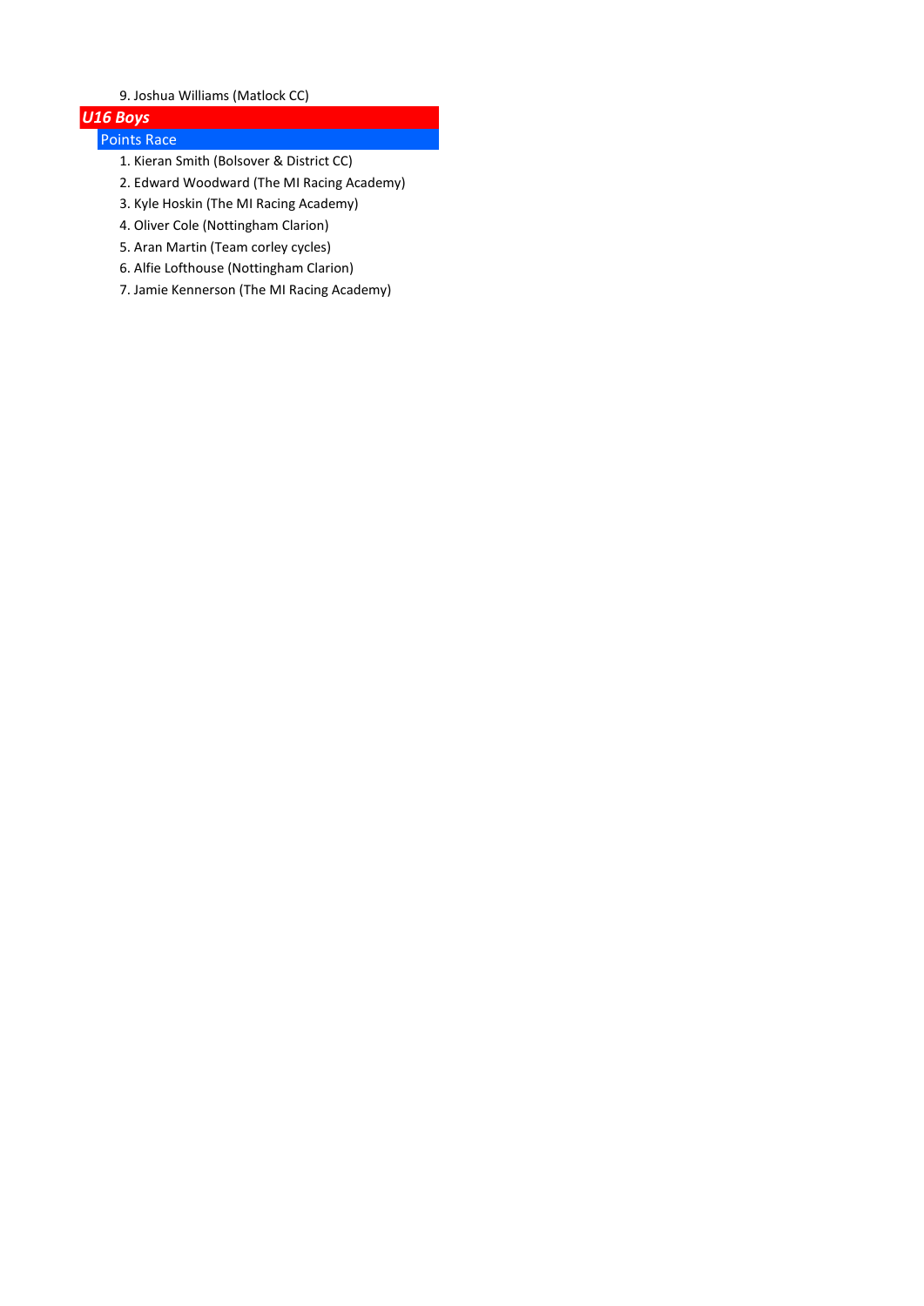9. Joshua Williams (Matlock CC)

## *U16 Boys*

### Points Race

1. Kieran Smith (Bolsover & District CC)
2. Edward Woodward (The MI Racing Academy)
3. Kyle Hoskin (The MI Racing Academy)
4. Oliver Cole (Nottingham Clarion)
5. Aran Martin (Team corley cycles)
6. Alfie Lofthouse (Nottingham Clarion)
7. Jamie Kennerson (The MI Racing Academy)